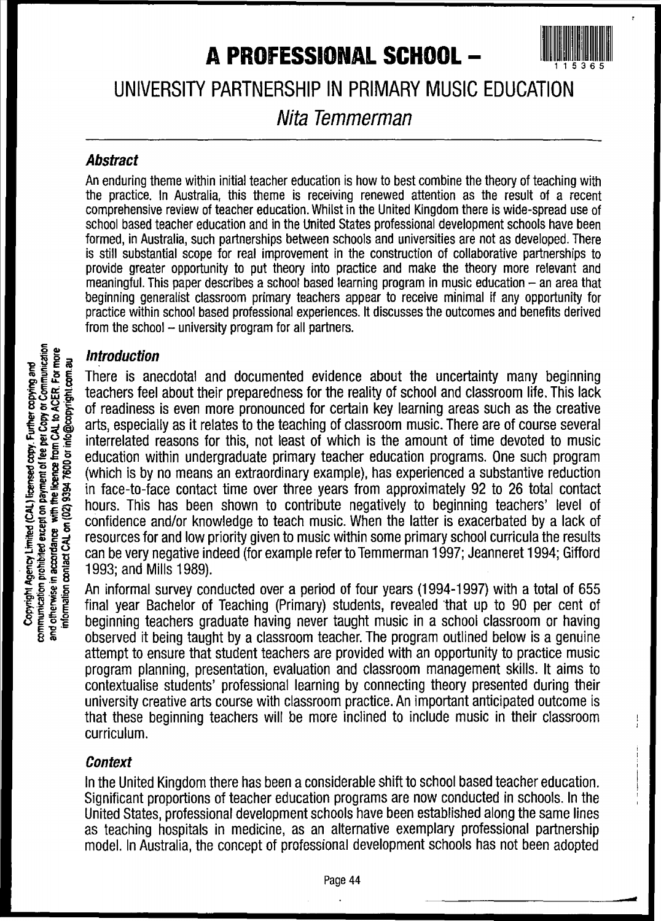# A PROFESSIONAL SCHOOL – UNIVERSITY PARTNERSHIP IN PRIMARY MUSIC EDUCATION

*Nita Temmerman*

### *Abstract*

An enduring theme within initial teacher education is how to best combine the theory of teaching with the practice. In Australia, this theme is receiving renewed attention as the result of a recent comprehensive review of teacher education. Whilst in the United Kingdom there is wide-spread use of school based teacher education and in the United States professional development schools have been formed, in Australia, such partnerships between schools and universities are not as developed. There is still substantial scope for real improvement in the construction of collaborative partnerships to provide greater opportunity to put theory into practice and make the theory more relevant and meaningful. This paper describes a school based learning program in music education – an area that beginning generalist classroom primary teachers appear to receive minimal if any opportunity for practice within school based professional experiences. It discusses the outcomes and benefits derived from the school – university program for all partners.

### *Introduction*

There is anecdotal and documented evidence about the uncertainty many beginning teachers feel about their preparedness for the reality of school and classroom life. This lack of readiness is even more pronounced for certain key learning areas such as the creative arts, especially as it relates to the teaching of classroom music. There are of course several interrelated reasons for this, not least of which is the amount of time devoted to music education within undergraduate primary teacher education programs. One such program (which is by no means an extraordinary example), has experienced a substantive reduction in face-to-face contact time over three years from approximately 92 to 26 total contact hours. This has been shown to contribute negatively to beginning teachers' level of confidence and/or knowledge to teach music. When the latter is exacerbated by a lack of resources for and low priority given to music within some primary school curricula the results can be very negative indeed (for example refer to Temmerman 1997; Jeanneret 1994; Gifford 1993; and Mills 1989).

An informal survey conducted over a period of four years (1994-1997) with a total of 655 final year Bachelor of Teaching (Primary) students, revealed that up to 90 per cent of beginning teachers graduate having never taught music in a school classroom or having observed it being taught by a classroom teacher. The program outlined below is a genuine attempt to ensure that student teachers are provided with an opportunity to practice music program planning, presentation, evaluation and classroom management skills. It aims to contextualise students' professional learning by connecting theory presented during their university creative arts course with classroom practice. An important anticipated outcome is that these beginning teachers will be more inclined to include music in their classroom curriculum.

### *Context*

In the United Kingdom there has been a considerable shift to school based teacher education. Significant proportions of teacher education programs are now conducted in schools. In the United States, professional development schools have been established along the same lines as teaching hospitals in medicine, as an alternative exemplary professional partnership model. In Australia, the concept of professional development schools has not been adopted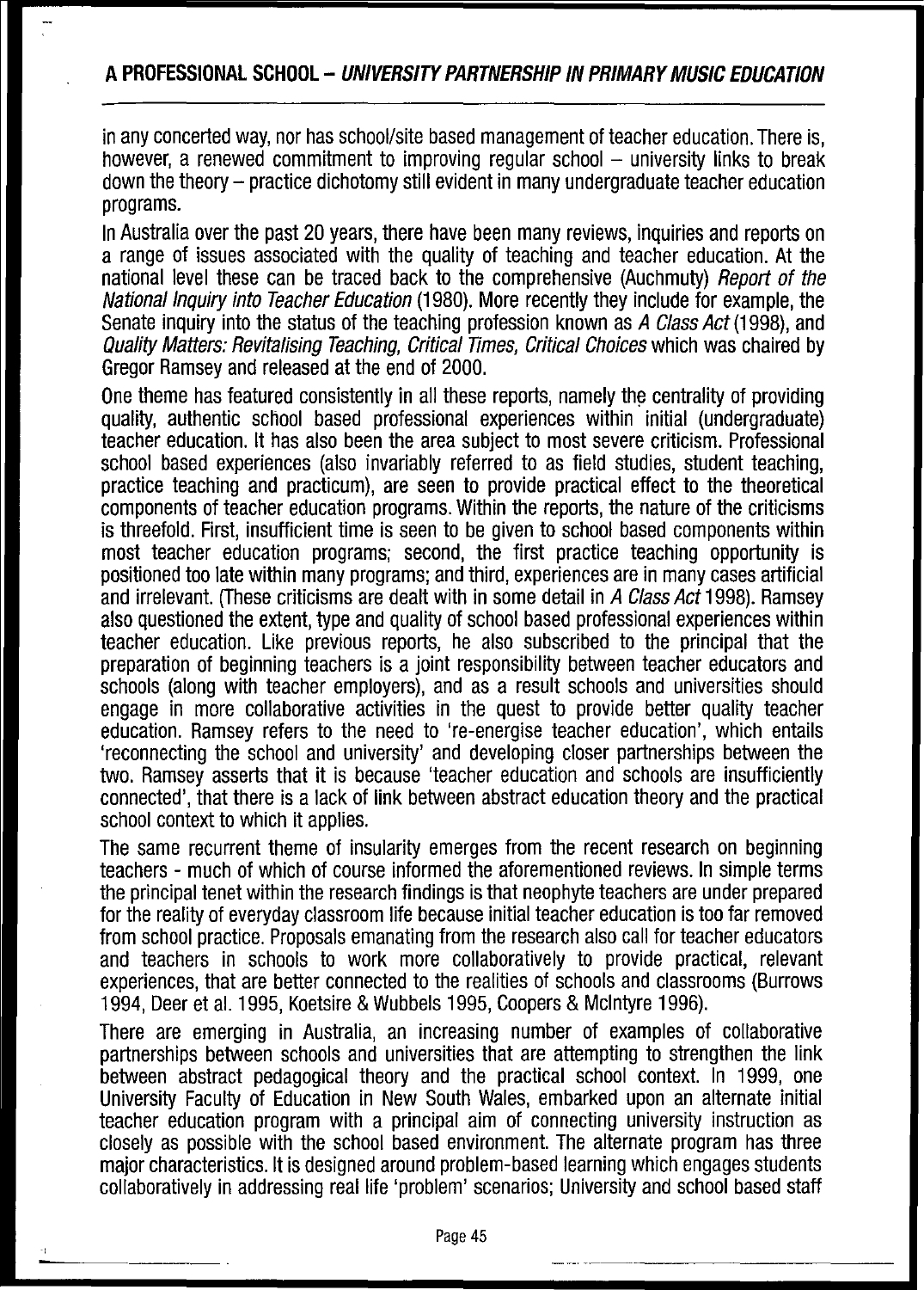in any concerted way, nor has school/site based management of teacher education. There is, however, a renewed commitment to improving regular school – university links to break down the theory – practice dichotomy still evident in many undergraduate teacher education programs.

In Australia over the past 20 years, there have been many reviews, inquiries and reports on a range of issues associated with the quality of teaching and teacher education. At the national level these can be traced back to the comprehensive (Auchmuty) *Report of the National Inquiry into Teacher Education* (1980). More recently they include for example, the Senate inquiry into the status of the teaching profession known as *A Class Act* (1998), and *Quality Matters: Revitalising Teaching, Critical Times, Critical Choices* which was chaired by Gregor Ramsey and released at the end of 2000.

One theme has featured consistently in all these reports, namely the centrality of providing quality, authentic school based professional experiences within initial (undergraduate) teacher education. It has also been the area subject to most severe criticism. Professional school based experiences (also invariably referred to as field studies, student teaching, practice teaching and practicum), are seen to provide practical effect to the theoretical components of teacher education programs. Within the reports, the nature of the criticisms is threefold. First, insufficient time is seen to be given to school based components within most teacher education programs; second, the first practice teaching opportunity is positioned too late within many programs; and third, experiences are in many cases artificial and irrelevant. (These criticisms are dealt with in some detail in *A Class Act* 1998). Ramsey also questioned the extent, type and quality of school based professional experiences within teacher education. Like previous reports, he also subscribed to the principal that the preparation of beginning teachers is a joint responsibility between teacher educators and schools (along with teacher employers), and as a result schools and universities should engage in more collaborative activities in the quest to provide better quality teacher education. Ramsey refers to the need to 're-energise teacher education', which entails 'reconnecting the school and university' and developing closer partnerships between the two. Ramsey asserts that it is because 'teacher education and schools are insufficiently connected', that there is a lack of link between abstract education theory and the practical school context to which it applies.

The same recurrent theme of insularity emerges from the recent research on beginning teachers - much of which of course informed the aforementioned reviews. In simple terms the principal tenet within the research findings is that neophyte teachers are under prepared for the reality of everyday classroom life because initial teacher education is too far removed from school practice. Proposals emanating from the research also call for teacher educators and teachers in schools to work more collaboratively to provide practical, relevant experiences, that are better connected to the realities of schools and classrooms (Burrows 1994, Deer et al. 1995, Koetsire & Wubbels 1995, Coopers & McIntyre 1996).

There are emerging in Australia, an increasing number of examples of collaborative partnerships between schools and universities that are attempting to strengthen the link between abstract pedagogical theory and the practical school context. In 1999, one University Faculty of Education in New South Wales, embarked upon an alternate initial teacher education program with a principal aim of connecting university instruction as closely as possible with the school based environment. The alternate program has three major characteristics. It is designed around problem-based learning which engages students collaboratively in addressing real life 'problem' scenarios; University and school based staff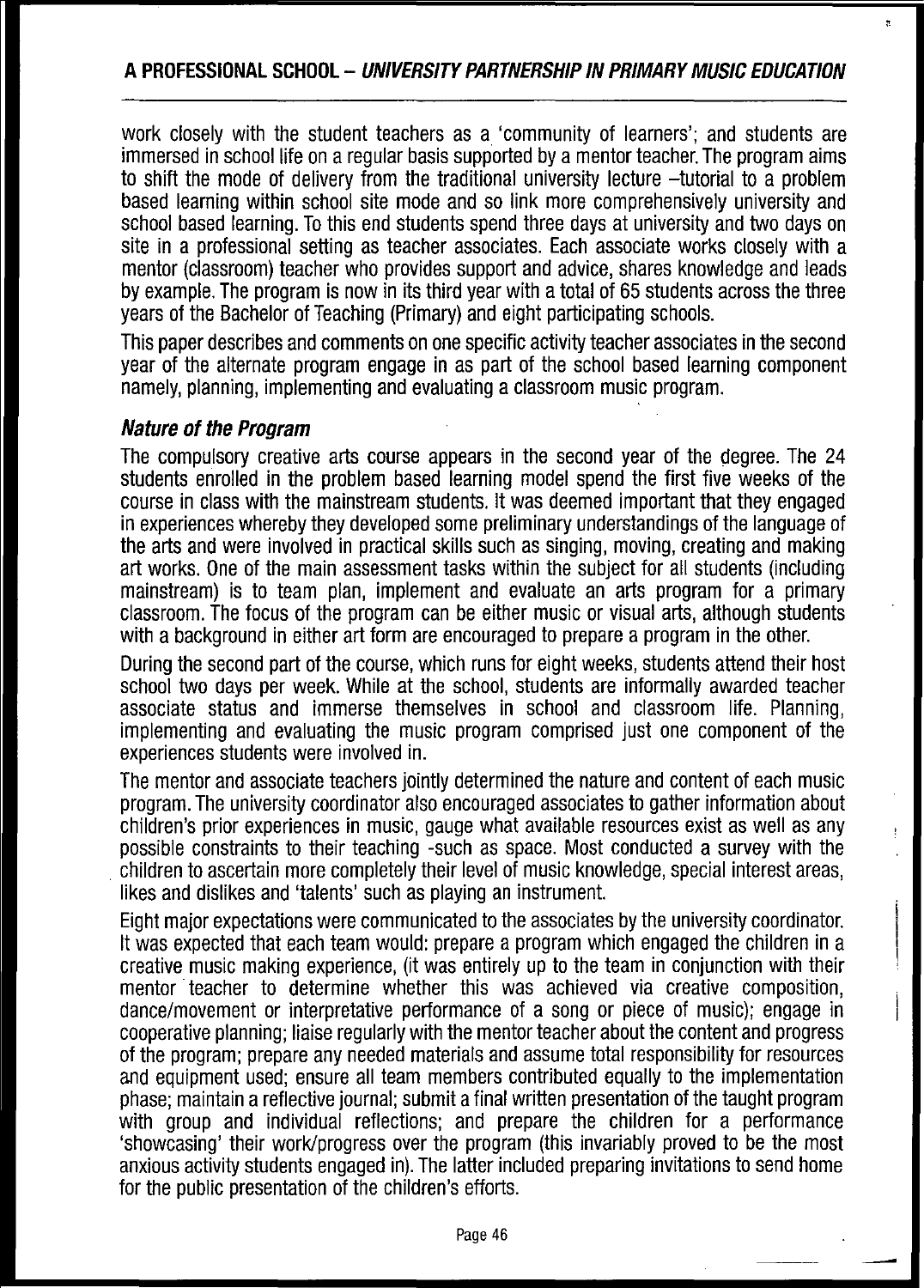work closely with the student teachers as a 'community of learners'; and students are immersed in school life on a regular basis supported by a mentor teacher. The program aims to shift the mode of delivery from the traditional university lecture –tutorial to a problem based learning within school site mode and so link more comprehensively university and school based learning. To this end students spend three days at university and two days on site in a professional setting as teacher associates. Each associate works closely with a mentor (classroom) teacher who provides support and advice, shares knowledge and leads by example. The program is now in its third year with a total of 65 students across the three years of the Bachelor of Teaching (Primary) and eight participating schools.

This paper describes and comments on one specific activity teacher associates in the second year of the alternate program engage in as part of the school based learning component namely, planning, implementing and evaluating a classroom music program.

### *Nature of the Program*

The compulsory creative arts course appears in the second year of the degree. The 24 students enrolled in the problem based learning model spend the first five weeks of the course in class with the mainstream students. It was deemed important that they engaged in experiences whereby they developed some preliminary understandings of the language of the arts and were involved in practical skills such as singing, moving, creating and making art works. One of the main assessment tasks within the subject for all students (including mainstream) is to team plan, implement and evaluate an arts program for a primary classroom. The focus of the program can be either music or visual arts, although students with a background in either art form are encouraged to prepare a program in the other.

During the second part of the course, which runs for eight weeks, students attend their host school two days per week. While at the school, students are informally awarded teacher associate status and immerse themselves in school and classroom life. Planning, implementing and evaluating the music program comprised just one component of the experiences students were involved in.

The mentor and associate teachers jointly determined the nature and content of each music program. The university coordinator also encouraged associates to gather information about children's prior experiences in music, gauge what available resources exist as well as any possible constraints to their teaching -such as space. Most conducted a survey with the children to ascertain more completely their level of music knowledge, special interest areas, likes and dislikes and 'talents' such as playing an instrument.

Eight major expectations were communicated to the associates by the university coordinator. It was expected that each team would: prepare a program which engaged the children in a creative music making experience, (it was entirely up to the team in conjunction with their mentor teacher to determine whether this was achieved via creative composition, dance/movement or interpretative performance of a song or piece of music); engage in cooperative planning; liaise regularly with the mentor teacher about the content and progress of the program; prepare any needed materials and assume total responsibility for resources and equipment used; ensure all team members contributed equally to the implementation phase; maintain a reflective journal; submit a final written presentation of the taught program with group and individual reflections; and prepare the children for a performance 'showcasing' their work/progress over the program (this invariably proved to be the most anxious activity students engaged in). The latter included preparing invitations to send home for the public presentation of the children's efforts.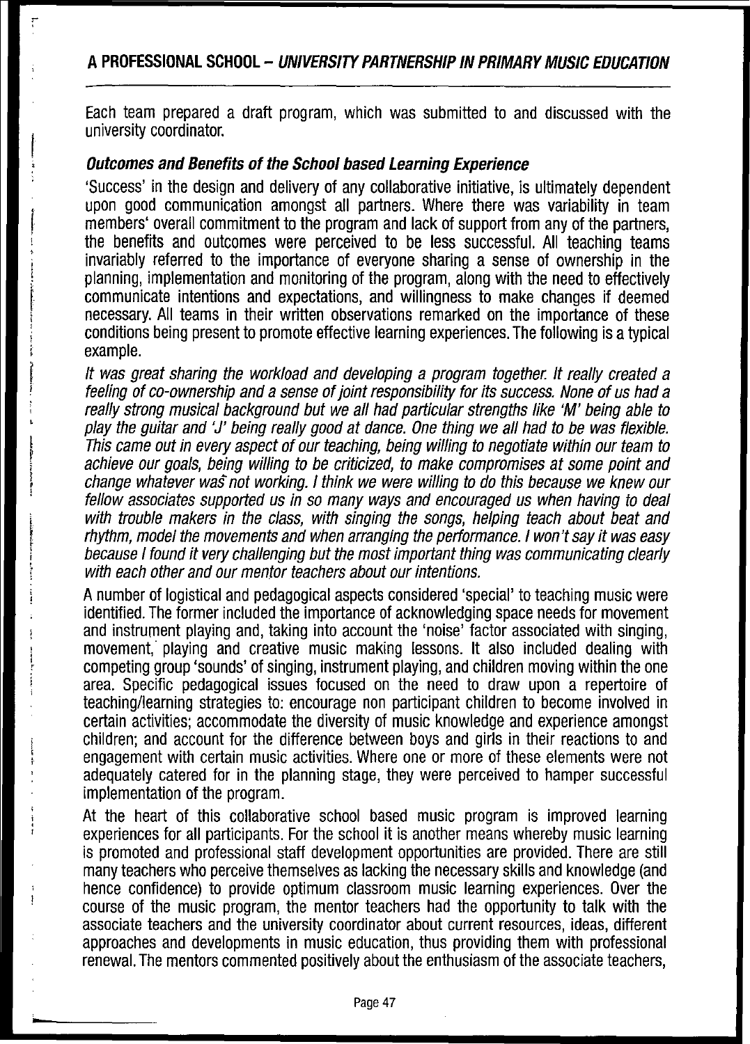Each team prepared a draft program, which was submitted to and discussed with the university coordinator.

### *Outcomes and Benefits of the School based Learning Experience*

'Success' in the design and delivery of any collaborative initiative, is ultimately dependent upon good communication amongst all partners. Where there was variability in team members' overall commitment to the program and lack of support from any of the partners, the benefits and outcomes were perceived to be less successful. All teaching teams invariably referred to the importance of everyone sharing a sense of ownership in the planning, implementation and monitoring of the program, along with the need to effectively communicate intentions and expectations, and willingness to make changes if deemed necessary. All teams in their written observations remarked on the importance of these conditions being present to promote effective learning experiences. The following is a typical example.

*It was great sharing the workload and developing a program together. It really created a feeling of co-ownership and a sense of joint responsibility for its success. None of us had a really strong musical background but we all had particular strengths like 'M' being able to play the guitar and 'J' being really good at dance. One thing we all had to be was flexible. This came out in every aspect of our teaching, being willing to negotiate within our team to achieve our goals, being willing to be criticized, to make compromises at some point and change whatever was not working. I think we were willing to do this because we knew our fellow associates supported us in so many ways and encouraged us when having to deal with trouble makers in the class, with singing the songs, helping teach about beat and rhythm, model the movements and when arranging the performance. I won't say it was easy because I found it very challenging but the most important thing was communicating clearly with each other and our mentor teachers about our intentions.*

A number of logistical and pedagogical aspects considered 'special' to teaching music were identified. The former included the importance of acknowledging space needs for movement and instrument playing and, taking into account the 'noise' factor associated with singing, movement, playing and creative music making lessons. It also included dealing with competing group 'sounds' of singing, instrument playing, and children moving within the one area. Specific pedagogical issues focused on the need to draw upon a repertoire of teaching/learning strategies to: encourage non participant children to become involved in certain activities; accommodate the diversity of music knowledge and experience amongst children; and account for the difference between boys and girls in their reactions to and engagement with certain music activities. Where one or more of these elements were not adequately catered for in the planning stage, they were perceived to hamper successful implementation of the program.

At the heart of this collaborative school based music program is improved learning experiences for all participants. For the school it is another means whereby music learning is promoted and professional staff development opportunities are provided. There are still many teachers who perceive themselves as lacking the necessary skills and knowledge (and hence confidence) to provide optimum classroom music learning experiences. Over the course of the music program, the mentor teachers had the opportunity to talk with the associate teachers and the university coordinator about current resources, ideas, different approaches and developments in music education, thus providing them with professional renewal. The mentors commented positively about the enthusiasm of the associate teachers,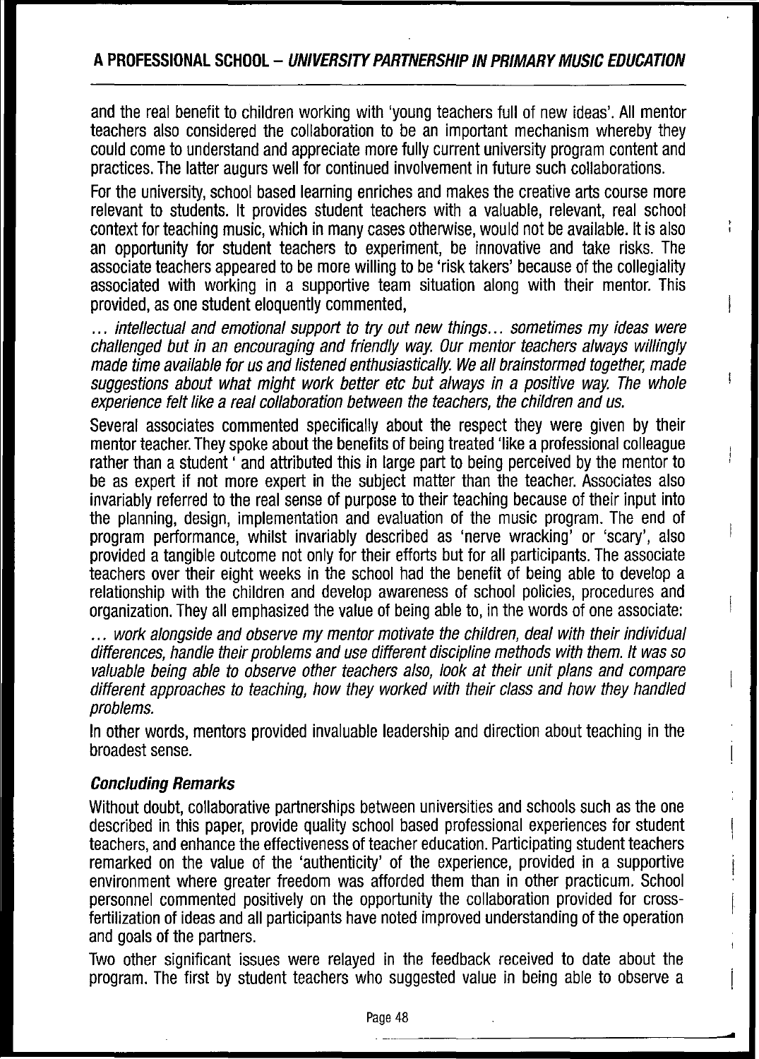and the real benefit to children working with 'young teachers full of new ideas'. All mentor teachers also considered the collaboration to be an important mechanism whereby they could come to understand and appreciate more fully current university program content and practices. The latter augurs well for continued involvement in future such collaborations.

For the university, school based learning enriches and makes the creative arts course more relevant to students. It provides student teachers with a valuable, relevant, real school context for teaching music, which in many cases otherwise, would not be available. It is also an opportunity for student teachers to experiment, be innovative and take risks. The associate teachers appeared to be more willing to be 'risk takers' because of the collegiality associated with working in a supportive team situation along with their mentor. This provided, as one student eloquently commented,

*... intellectual and emotional support to try out new things... sometimes my ideas were challenged but in an encouraging and friendly way. Our mentor teachers always willingly made time available for us and listened enthusiastically. We all brainstormed together, made suggestions about what might work better etc but always in a positive way. The whole experience felt like a real collaboration between the teachers, the children and us.*

Several associates commented specifically about the respect they were given by their mentor teacher. They spoke about the benefits of being treated 'like a professional colleague rather than a student ' and attributed this in large part to being perceived by the mentor to be as expert if not more expert in the subject matter than the teacher. Associates also invariably referred to the real sense of purpose to their teaching because of their input into the planning, design, implementation and evaluation of the music program. The end of program performance, whilst invariably described as 'nerve wracking' or 'scary', also provided a tangible outcome not only for their efforts but for all participants. The associate teachers over their eight weeks in the school had the benefit of being able to develop a relationship with the children and develop awareness of school policies, procedures and organization. They all emphasized the value of being able to, in the words of one associate:

*... work alongside and observe my mentor motivate the children, deal with their individual differences, handle their problems and use different discipline methods with them. It was so valuable being able to observe other teachers also, look at their unit plans and compare different approaches to teaching, how they worked with their class and how they handled problems.*

In other words, mentors provided invaluable leadership and direction about teaching in the broadest sense.

### *Concluding Remarks*

Without doubt, collaborative partnerships between universities and schools such as the one described in this paper, provide quality school based professional experiences for student teachers, and enhance the effectiveness of teacher education. Participating student teachers remarked on the value of the 'authenticity' of the experience, provided in a supportive environment where greater freedom was afforded them than in other practicum. School personnel commented positively on the opportunity the collaboration provided for cross-fertilization of ideas and all participants have noted improved understanding of the operation and goals of the partners.

Two other significant issues were relayed in the feedback received to date about the program. The first by student teachers who suggested value in being able to observe a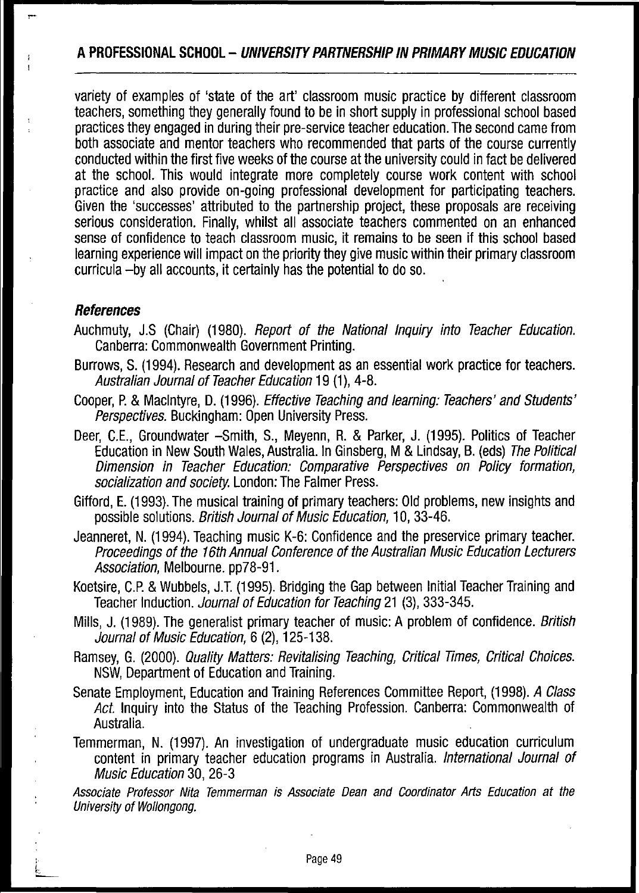variety of examples of 'state of the art' classroom music practice by different classroom teachers, something they generally found to be in short supply in professional school based practices they engaged in during their pre-service teacher education. The second came from both associate and mentor teachers who recommended that parts of the course currently conducted within the first five weeks of the course at the university could in fact be delivered at the school. This would integrate more completely course work content with school practice and also provide on-going professional development for participating teachers. Given the 'successes' attributed to the partnership project, these proposals are receiving serious consideration. Finally, whilst all associate teachers commented on an enhanced sense of confidence to teach classroom music, it remains to be seen if this school based learning experience will impact on the priority they give music within their primary classroom curricula –by all accounts, it certainly has the potential to do so.

### *References*

Auchmuty, J.S (Chair) (1980). *Report of the National Inquiry into Teacher Education.* Canberra: Commonwealth Government Printing.

Burrows, S. (1994). Research and development as an essential work practice for teachers. *Australian Journal of Teacher Education* 19 (1), 4-8.

Cooper, P. & MacIntyre, D. (1996). *Effective Teaching and learning: Teachers' and Students' Perspectives.* Buckingham: Open University Press.

Deer, C.E., Groundwater –Smith, S., Meyenn, R. & Parker, J. (1995). Politics of Teacher Education in New South Wales, Australia. In Ginsberg, M & Lindsay, B. (eds) *The Political Dimension in Teacher Education: Comparative Perspectives on Policy formation, socialization and society.* London: The Falmer Press.

Gifford, E. (1993). The musical training of primary teachers: Old problems, new insights and possible solutions. *British Journal of Music Education,* 10, 33-46.

Jeanneret, N. (1994). Teaching music K-6: Confidence and the preservice primary teacher. *Proceedings of the 16th Annual Conference of the Australian Music Education Lecturers Association,* Melbourne. pp78-91.

Koetsire, C.P. & Wubbels, J.T. (1995). Bridging the Gap between Initial Teacher Training and Teacher Induction. *Journal of Education for Teaching* 21 (3), 333-345.

Mills, J. (1989). The generalist primary teacher of music: A problem of confidence. *British Journal of Music Education,* 6 (2), 125-138.

Ramsey, G. (2000). *Quality Matters: Revitalising Teaching, Critical Times, Critical Choices.* NSW, Department of Education and Training.

Senate Employment, Education and Training References Committee Report, (1998). *A Class Act.* Inquiry into the Status of the Teaching Profession. Canberra: Commonwealth of Australia.

Temmerman, N. (1997). An investigation of undergraduate music education curriculum content in primary teacher education programs in Australia. *International Journal of Music Education* 30, 26-3

*Associate Professor Nita Temmerman is Associate Dean and Coordinator Arts Education at the University of Wollongong.*